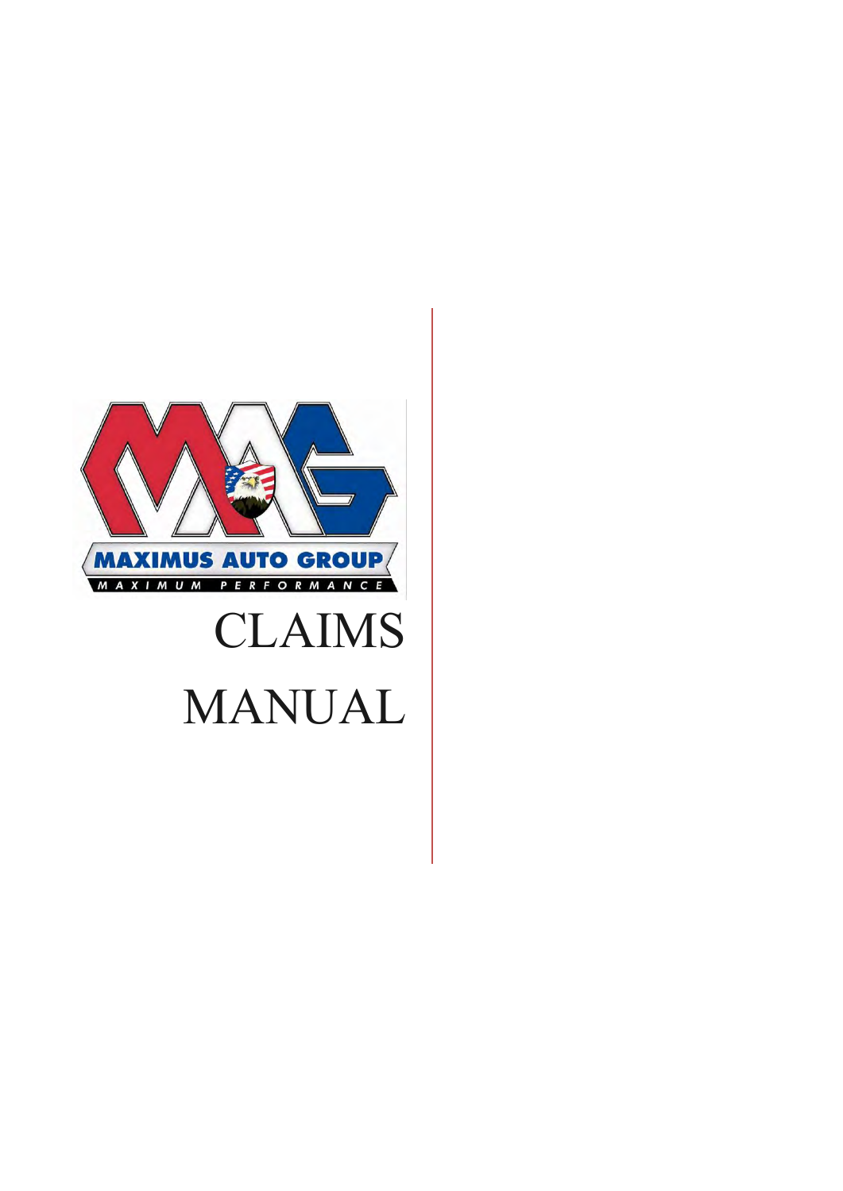MAXIMUS AUTO GROUP

MAXIMUM PERFORMANCE

# CLAIMS MANUAL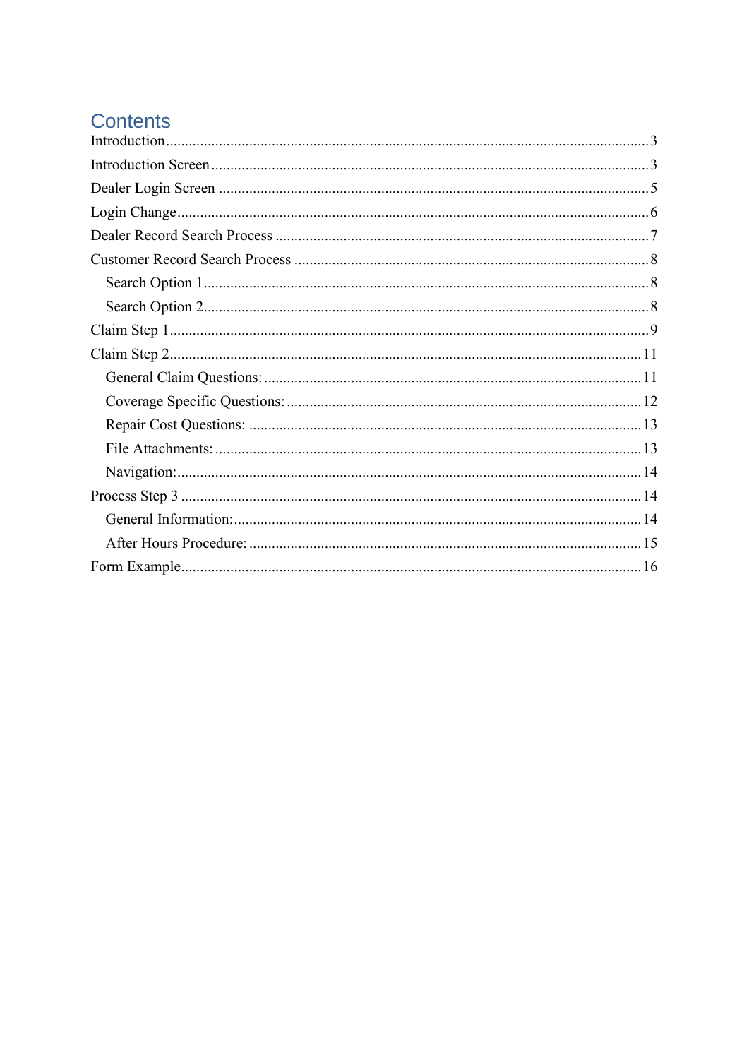# Contents

Introduction ........................................................................................................................ 3

Introduction Screen .............................................................................................................. 3

Dealer Login Screen ............................................................................................................. 5

Login Change ...................................................................................................................... 6

Dealer Record Search Process ............................................................................................... 7

Customer Record Search Process ........................................................................................... 8

- Search Option 1 ................................................................................................................ 8
- Search Option 2 ................................................................................................................ 8

Claim Step 1 ........................................................................................................................ 9

Claim Step 2 ...................................................................................................................... 11

- General Claim Questions: ................................................................................................ 11
- Coverage Specific Questions: ........................................................................................... 12
- Repair Cost Questions: .................................................................................................... 13
- File Attachments: ............................................................................................................ 13
- Navigation: ..................................................................................................................... 14

Process Step 3 ................................................................................................................... 14

- General Information: ....................................................................................................... 14
- After Hours Procedure: .................................................................................................... 15

Form Example .................................................................................................................... 16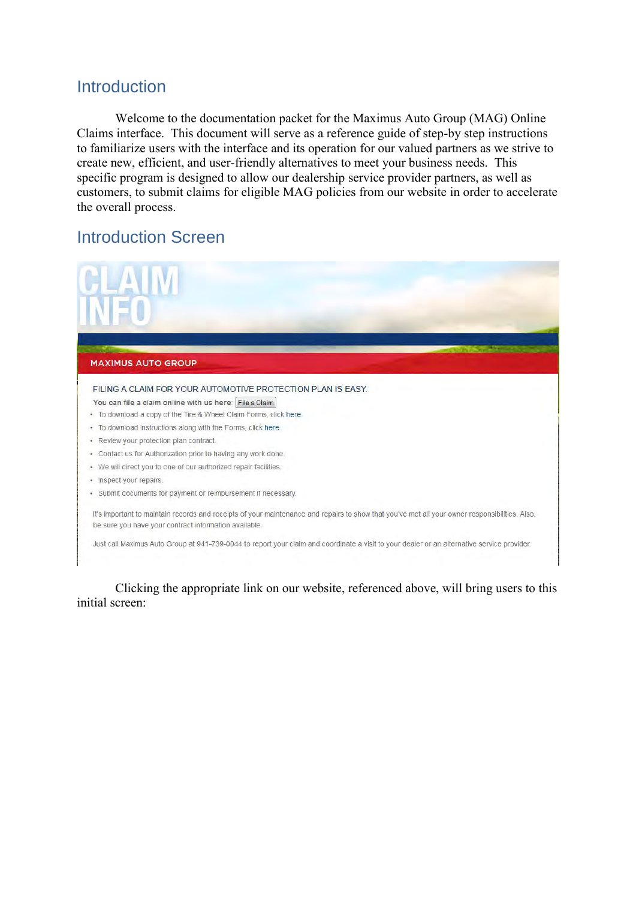## Introduction

Welcome to the documentation packet for the Maximus Auto Group (MAG) Online Claims interface. This document will serve as a reference guide of step-by step instructions to familiarize users with the interface and its operation for our valued partners as we strive to create new, efficient, and user-friendly alternatives to meet your business needs. This specific program is designed to allow our dealership service provider partners, as well as customers, to submit claims for eligible MAG policies from our website in order to accelerate the overall process.

## Introduction Screen

CLAIM INFO

MAXIMUS AUTO GROUP

FILING A CLAIM FOR YOUR AUTOMOTIVE PROTECTION PLAN IS EASY.

You can file a claim online with us here: File a Claim

- To download a copy of the Tire & Wheel Claim Forms, click here.
- To download instructions along with the Forms, click here.
- Review your protection plan contract.
- Contact us for Authorization prior to having any work done.
- We will direct you to one of our authorized repair facilities.
- Inspect your repairs.
- Submit documents for payment or reimbursement if necessary.

It's important to maintain records and receipts of your maintenance and repairs to show that you've met all your owner responsibilities. Also, be sure you have your contract information available.

Just call Maximus Auto Group at 941-739-0044 to report your claim and coordinate a visit to your dealer or an alternative service provider.

Clicking the appropriate link on our website, referenced above, will bring users to this initial screen: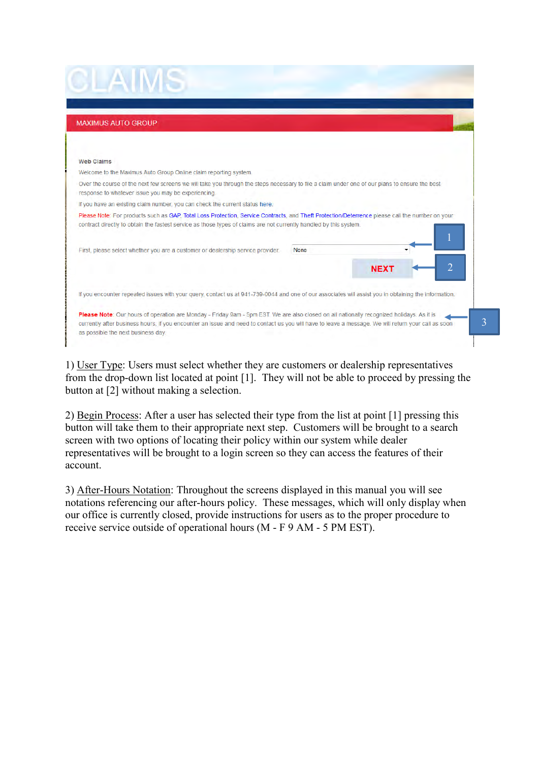CLAIMS

MAXIMUS AUTO GROUP

Web Claims

Welcome to the Maximus Auto Group Online claim reporting system.

Over the course of the next few screens we will take you through the steps necessary to file a claim under one of our plans to ensure the best response to whatever issue you may be experiencing.

If you have an existing claim number, you can check the current status here.

Please Note: For products such as GAP, Total Loss Protection, Service Contracts, and Theft Protection/Deterrence please call the number on your contract directly to obtain the fastest service as those types of claims are not currently handled by this system.

First, please select whether you are a customer or dealership service provider. None ▾ — 1

NEXT — 2

If you encounter repeated issues with your query, contact us at 941-739-0044 and one of our associates will assist you in obtaining the information.

Please Note: Our hours of operation are Monday - Friday 9am - 5pm EST. We are also closed on all nationally recognized holidays. As it is currently after business hours, if you encounter an issue and need to contact us you will have to leave a message. We will return your call as soon as possible the next business day. — 3

1) User Type: Users must select whether they are customers or dealership representatives from the drop-down list located at point [1]. They will not be able to proceed by pressing the button at [2] without making a selection.

2) Begin Process: After a user has selected their type from the list at point [1] pressing this button will take them to their appropriate next step. Customers will be brought to a search screen with two options of locating their policy within our system while dealer representatives will be brought to a login screen so they can access the features of their account.

3) After-Hours Notation: Throughout the screens displayed in this manual you will see notations referencing our after-hours policy. These messages, which will only display when our office is currently closed, provide instructions for users as to the proper procedure to receive service outside of operational hours (M - F 9 AM - 5 PM EST).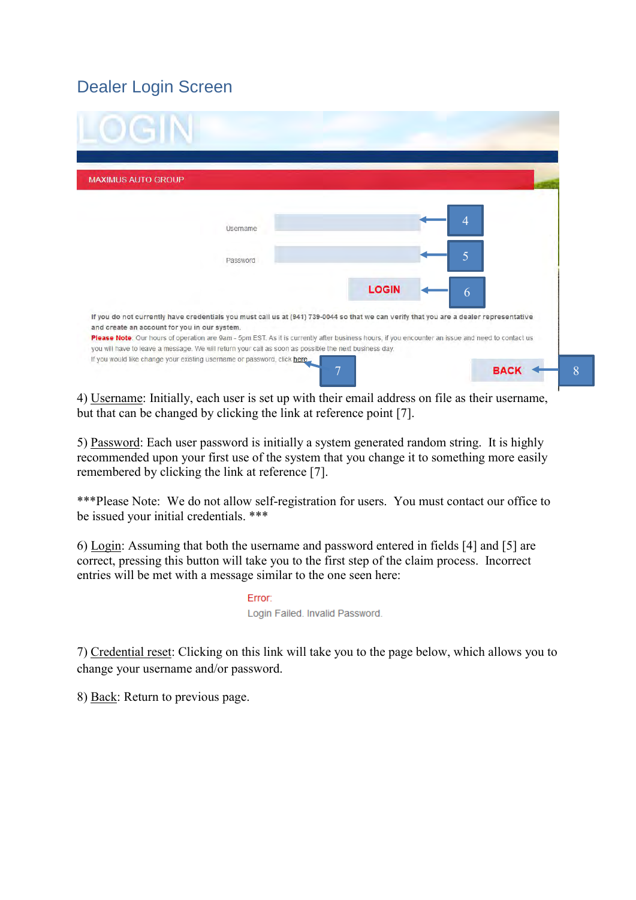## Dealer Login Screen

LOGIN

MAXIMUS AUTO GROUP

Username

Password

LOGIN

If you do not currently have credentials you must call us at (941) 739-0044 so that we can verify that you are a dealer representative and create an account for you in our system.

**Please Note**: Our hours of operation are 9am - 5pm EST. As it is currently after business hours, if you encounter an issue and need to contact us you will have to leave a message. We will return your call as soon as possible the next business day.

If you would like change your existing username or password, click here

BACK

4) Username: Initially, each user is set up with their email address on file as their username, but that can be changed by clicking the link at reference point [7].

5) Password: Each user password is initially a system generated random string. It is highly recommended upon your first use of the system that you change it to something more easily remembered by clicking the link at reference [7].

***Please Note: We do not allow self-registration for users. You must contact our office to be issued your initial credentials. ***

6) Login: Assuming that both the username and password entered in fields [4] and [5] are correct, pressing this button will take you to the first step of the claim process. Incorrect entries will be met with a message similar to the one seen here:

Error:
Login Failed. Invalid Password.

7) Credential reset: Clicking on this link will take you to the page below, which allows you to change your username and/or password.

8) Back: Return to previous page.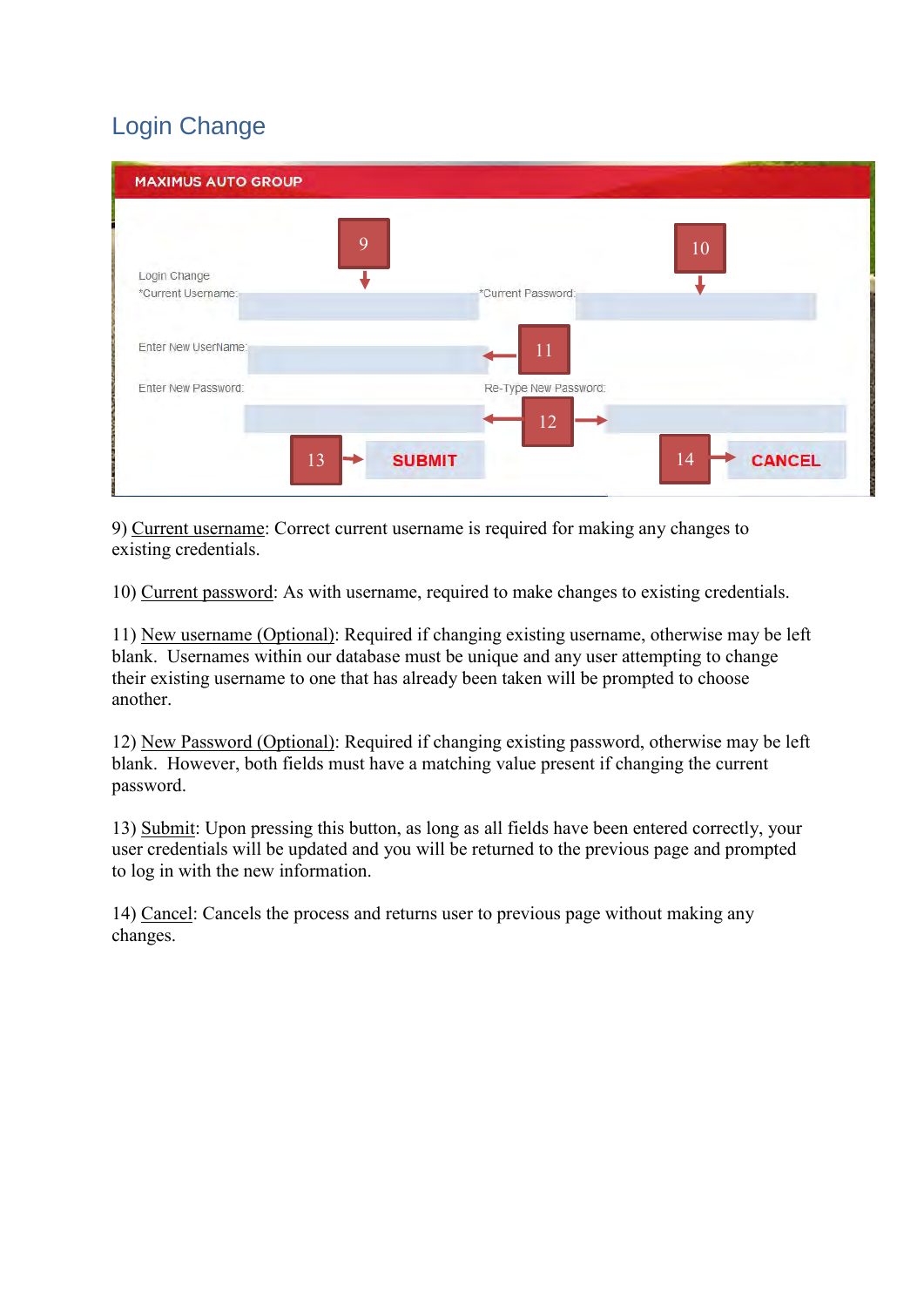## Login Change

9) Current username: Correct current username is required for making any changes to existing credentials.

10) Current password: As with username, required to make changes to existing credentials.

11) New username (Optional): Required if changing existing username, otherwise may be left blank. Usernames within our database must be unique and any user attempting to change their existing username to one that has already been taken will be prompted to choose another.

12) New Password (Optional): Required if changing existing password, otherwise may be left blank. However, both fields must have a matching value present if changing the current password.

13) Submit: Upon pressing this button, as long as all fields have been entered correctly, your user credentials will be updated and you will be returned to the previous page and prompted to log in with the new information.

14) Cancel: Cancels the process and returns user to previous page without making any changes.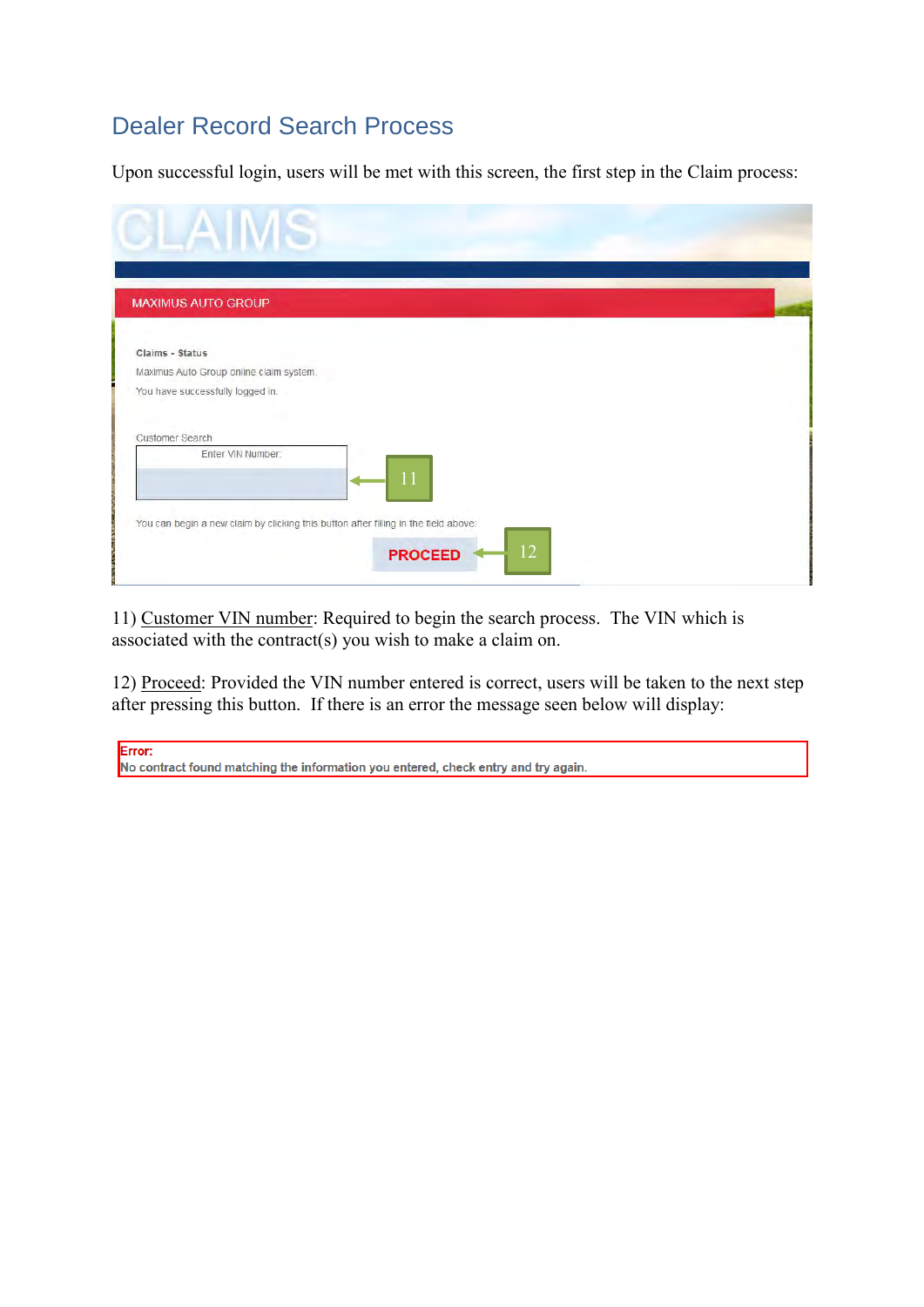## Dealer Record Search Process

Upon successful login, users will be met with this screen, the first step in the Claim process:

CLAIMS

MAXIMUS AUTO GROUP

**Claims - Status**

Maximus Auto Group online claim system.

You have successfully logged in.

Customer Search

Enter VIN Number:

11

You can begin a new claim by clicking this button after filling in the field above:

PROCEED

12

11) Customer VIN number: Required to begin the search process. The VIN which is associated with the contract(s) you wish to make a claim on.

12) Proceed: Provided the VIN number entered is correct, users will be taken to the next step after pressing this button. If there is an error the message seen below will display:

**Error:**
No contract found matching the information you entered, check entry and try again.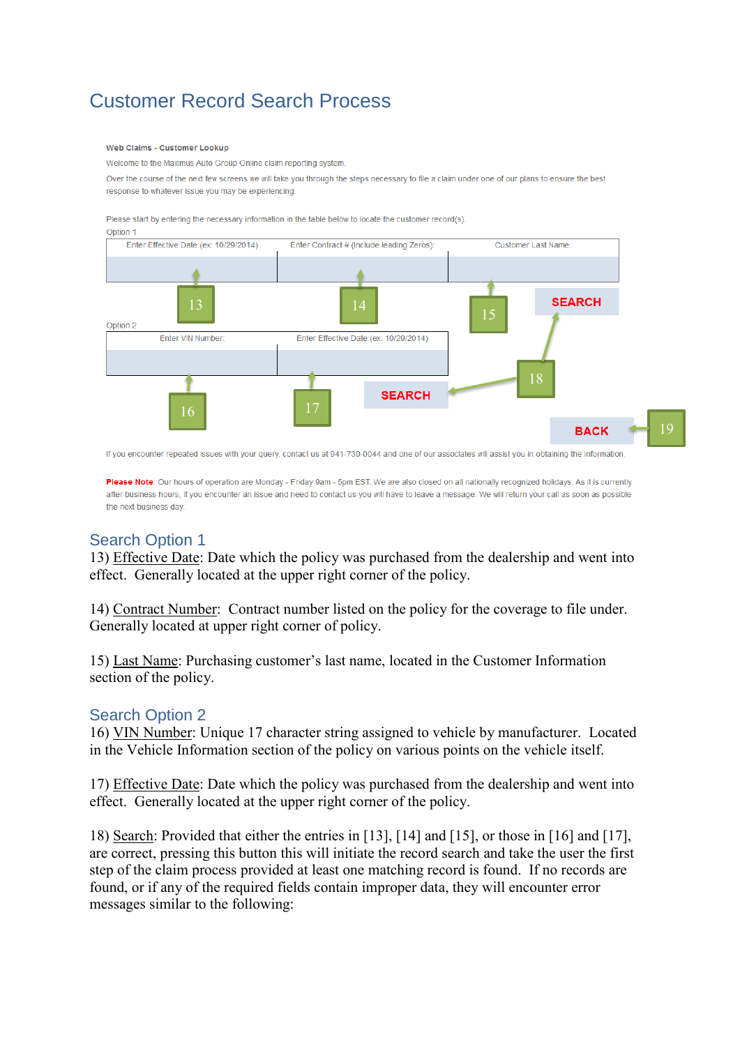# Customer Record Search Process

**Web Claims - Customer Lookup**

Welcome to the Maximus Auto Group Online claim reporting system.

Over the course of the next few screens we will take you through the steps necessary to file a claim under one of our plans to ensure the best response to whatever issue you may be experiencing.

Please start by entering the necessary information in the table below to locate the customer record(s).

Option 1

| Enter Effective Date (ex: 10/29/2014) | Enter Contract # (Include leading Zeros): | Customer Last Name |
|---|---|---|
| | | |

13 14 15

SEARCH

Option 2

| Enter VIN Number: | Enter Effective Date (ex: 10/29/2014) |
|---|---|
| | |

16 17

SEARCH

18

BACK

19

If you encounter repeated issues with your query, contact us at 941-739-0044 and one of our associates will assist you in obtaining the information.

**Please Note.** Our hours of operation are Monday - Friday 9am - 5pm EST. We are also closed on all nationally recognized holidays. As it is currently after business hours, if you encounter an issue and need to contact us you will have to leave a message. We will return your call as soon as possible the next business day.

## Search Option 1

13) Effective Date: Date which the policy was purchased from the dealership and went into effect. Generally located at the upper right corner of the policy.

14) Contract Number: Contract number listed on the policy for the coverage to file under. Generally located at upper right corner of policy.

15) Last Name: Purchasing customer's last name, located in the Customer Information section of the policy.

## Search Option 2

16) VIN Number: Unique 17 character string assigned to vehicle by manufacturer. Located in the Vehicle Information section of the policy on various points on the vehicle itself.

17) Effective Date: Date which the policy was purchased from the dealership and went into effect. Generally located at the upper right corner of the policy.

18) Search: Provided that either the entries in [13], [14] and [15], or those in [16] and [17], are correct, pressing this button this will initiate the record search and take the user the first step of the claim process provided at least one matching record is found. If no records are found, or if any of the required fields contain improper data, they will encounter error messages similar to the following: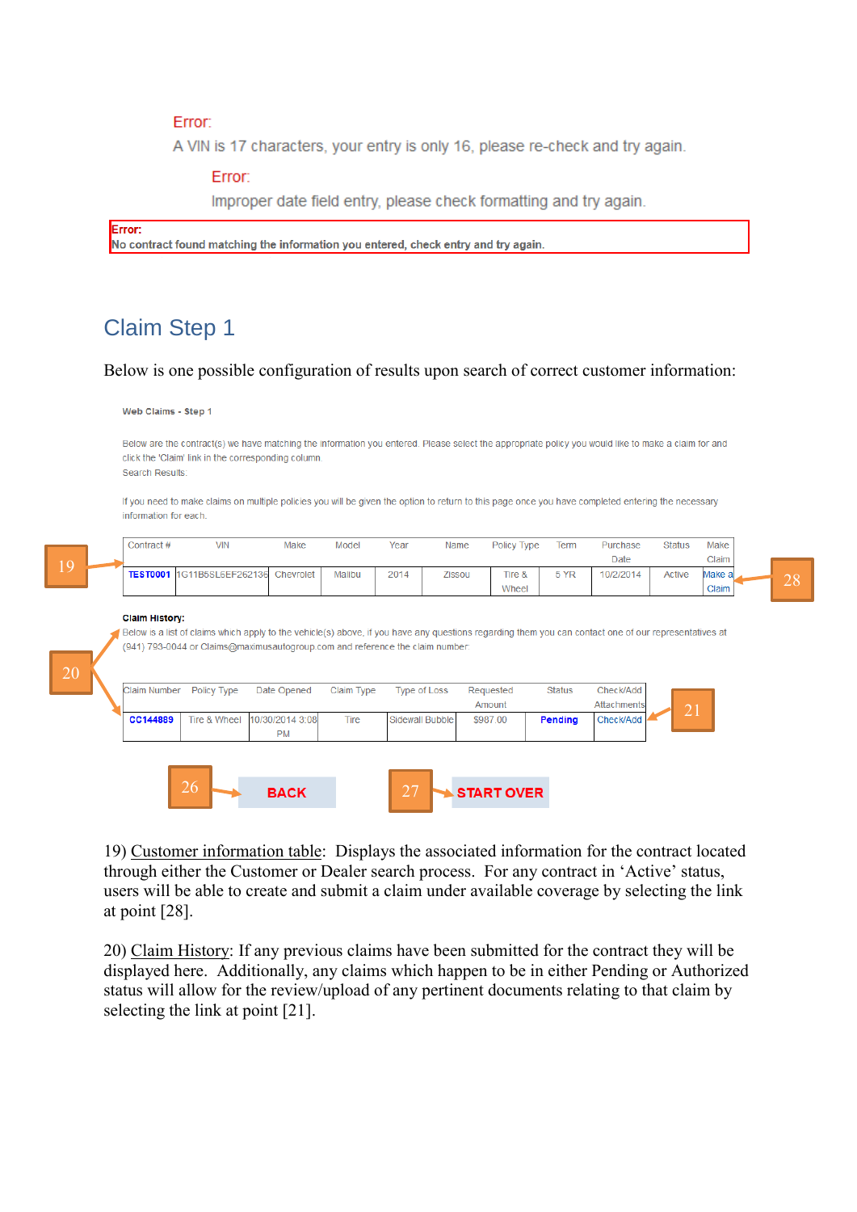Error:

A VIN is 17 characters, your entry is only 16, please re-check and try again.

Error:

Improper date field entry, please check formatting and try again.

**Error:**
**No contract found matching the information you entered, check entry and try again.**

## Claim Step 1

Below is one possible configuration of results upon search of correct customer information:

**Web Claims - Step 1**

Below are the contract(s) we have matching the information you entered. Please select the appropriate policy you would like to make a claim for and click the 'Claim' link in the corresponding column.
Search Results:

If you need to make claims on multiple policies you will be given the option to return to this page once you have completed entering the necessary information for each.

19

| Contract # | VIN | Make | Model | Year | Name | Policy Type | Term | Purchase Date | Status | Make Claim |
|---|---|---|---|---|---|---|---|---|---|---|
| **TEST0001** | 1G11B5SL6EF262136 | Chevrolet | Malibu | 2014 | Zissou | Tire & Wheel | 5 YR | 10/2/2014 | Active | Make a Claim |

28

**Claim History:**

20

Below is a list of claims which apply to the vehicle(s) above, if you have any questions regarding them you can contact one of our representatives at (941) 793-0044 or Claims@maximusautogroup.com and reference the claim number

| Claim Number | Policy Type | Date Opened | Claim Type | Type of Loss | Requested Amount | Status | Check/Add Attachments |
|---|---|---|---|---|---|---|---|
| **CC144889** | Tire & Wheel | 10/30/2014 3:08 PM | Tire | Sidewall Bubble | $987.00 | **Pending** | Check/Add |

21

26 **BACK** 27 **START OVER**

19) Customer information table: Displays the associated information for the contract located through either the Customer or Dealer search process. For any contract in 'Active' status, users will be able to create and submit a claim under available coverage by selecting the link at point [28].

20) Claim History: If any previous claims have been submitted for the contract they will be displayed here. Additionally, any claims which happen to be in either Pending or Authorized status will allow for the review/upload of any pertinent documents relating to that claim by selecting the link at point [21].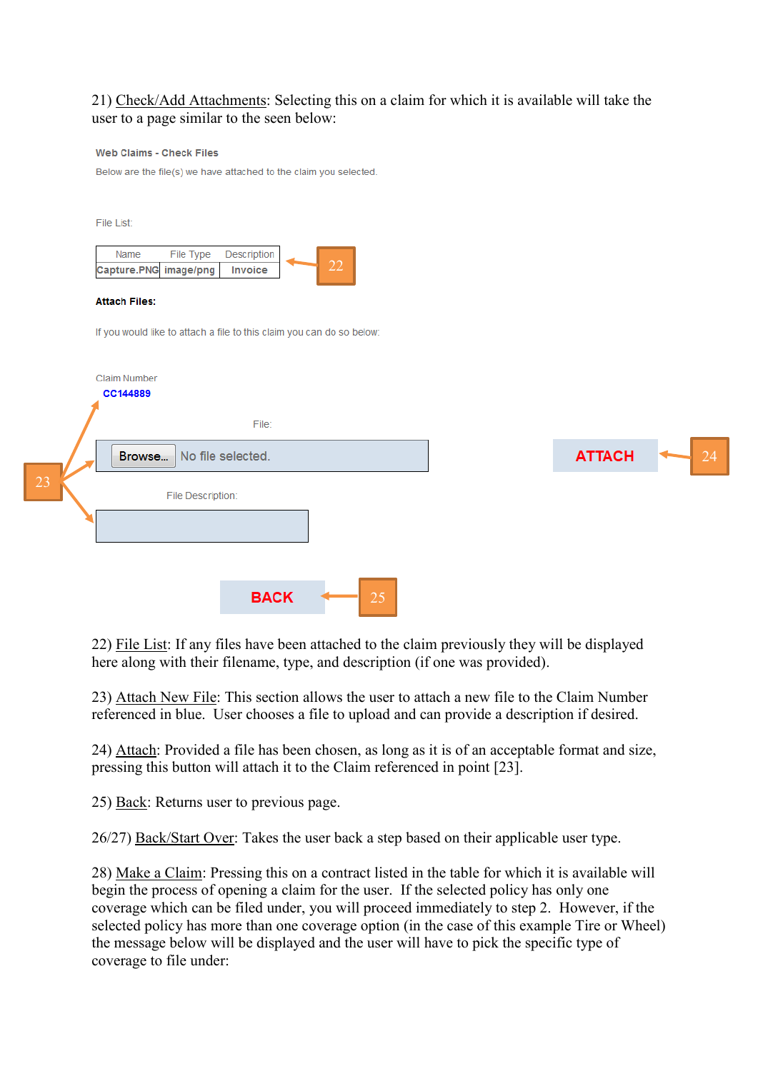21) Check/Add Attachments: Selecting this on a claim for which it is available will take the user to a page similar to the seen below:

**Web Claims - Check Files**

Below are the file(s) we have attached to the claim you selected.

File List:

| Name | File Type | Description |
|---|---|---|
| Capture.PNG | image/png | Invoice |

22

**Attach Files:**

If you would like to attach a file to this claim you can do so below:

Claim Number

CC144889

File:

Browse... No file selected.

File Description:

23

ATTACH

24

BACK

25

22) File List: If any files have been attached to the claim previously they will be displayed here along with their filename, type, and description (if one was provided).

23) Attach New File: This section allows the user to attach a new file to the Claim Number referenced in blue. User chooses a file to upload and can provide a description if desired.

24) Attach: Provided a file has been chosen, as long as it is of an acceptable format and size, pressing this button will attach it to the Claim referenced in point [23].

25) Back: Returns user to previous page.

26/27) Back/Start Over: Takes the user back a step based on their applicable user type.

28) Make a Claim: Pressing this on a contract listed in the table for which it is available will begin the process of opening a claim for the user. If the selected policy has only one coverage which can be filed under, you will proceed immediately to step 2. However, if the selected policy has more than one coverage option (in the case of this example Tire or Wheel) the message below will be displayed and the user will have to pick the specific type of coverage to file under: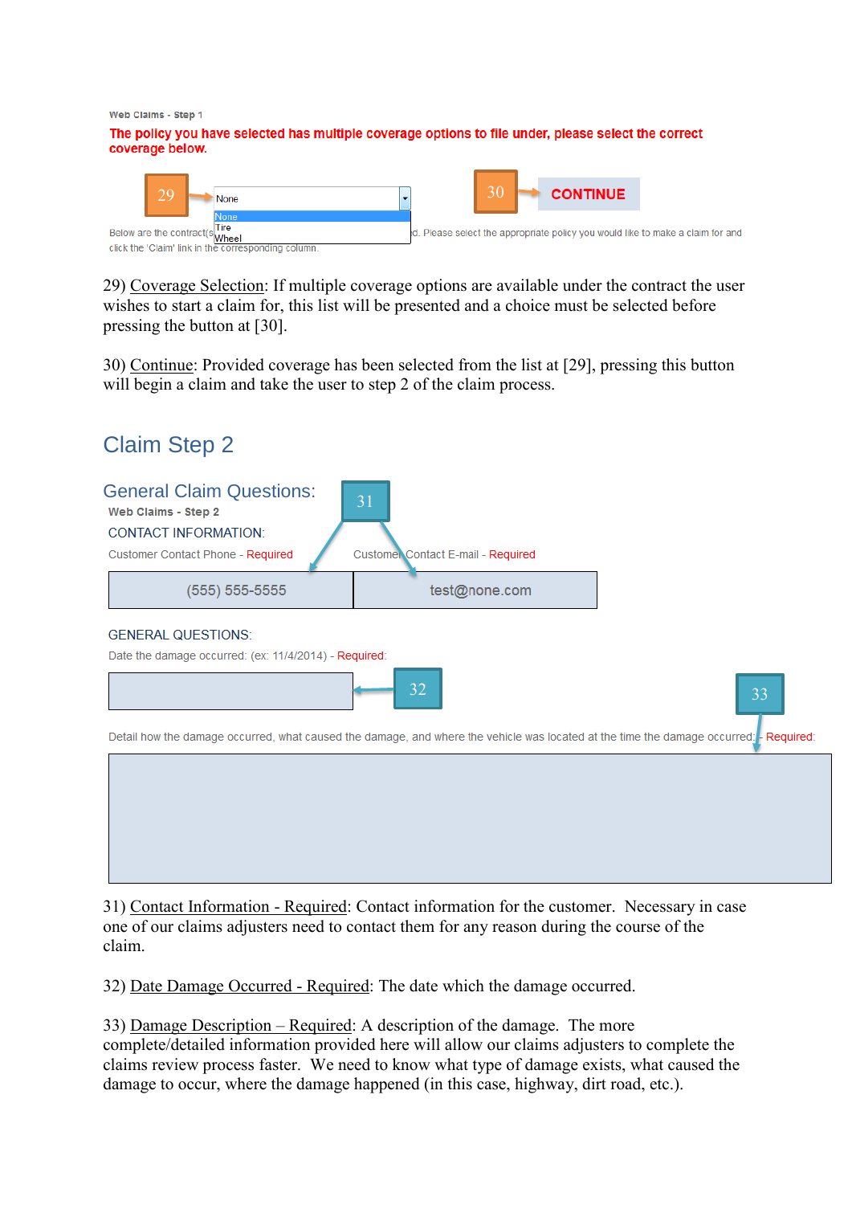Web Claims - Step 1

**The policy you have selected has multiple coverage options to file under, please select the correct coverage below.**

29 → None (None / Tire / Wheel)   30 → CONTINUE

Below are the contract(s) ... d. Please select the appropriate policy you would like to make a claim for and click the 'Claim' link in the corresponding column.

29) Coverage Selection: If multiple coverage options are available under the contract the user wishes to start a claim for, this list will be presented and a choice must be selected before pressing the button at [30].

30) Continue: Provided coverage has been selected from the list at [29], pressing this button will begin a claim and take the user to step 2 of the claim process.

## Claim Step 2

### General Claim Questions:

Web Claims - Step 2

CONTACT INFORMATION:

Customer Contact Phone - Required — (555) 555-5555

Customer Contact E-mail - Required — test@none.com

(31)

GENERAL QUESTIONS:

Date the damage occurred: (ex: 11/4/2014) - Required: (32)

Detail how the damage occurred, what caused the damage, and where the vehicle was located at the time the damage occurred: - Required: (33)

31) Contact Information - Required: Contact information for the customer. Necessary in case one of our claims adjusters need to contact them for any reason during the course of the claim.

32) Date Damage Occurred - Required: The date which the damage occurred.

33) Damage Description – Required: A description of the damage. The more complete/detailed information provided here will allow our claims adjusters to complete the claims review process faster. We need to know what type of damage exists, what caused the damage to occur, where the damage happened (in this case, highway, dirt road, etc.).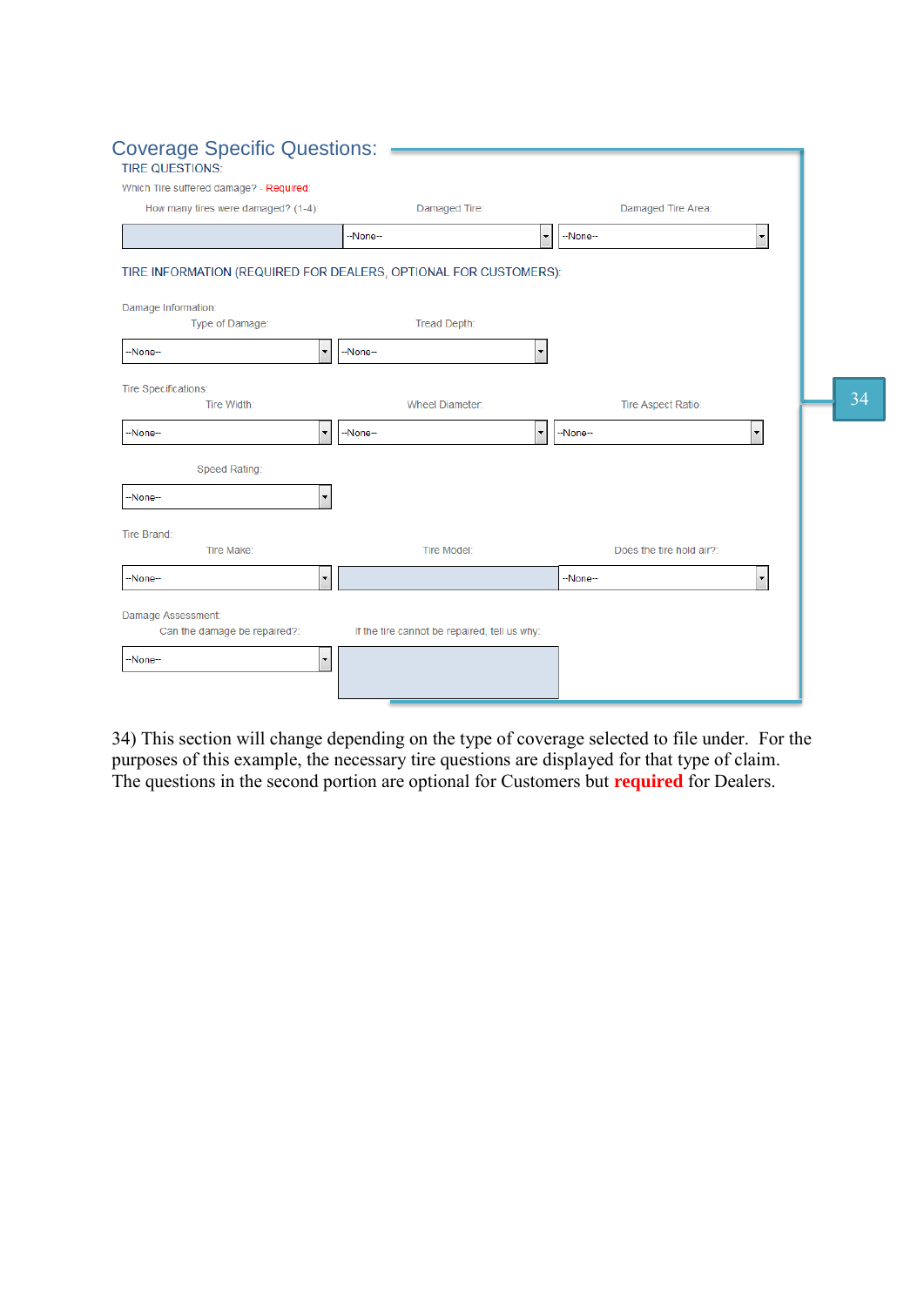## Coverage Specific Questions:

TIRE QUESTIONS:

Which Tire suffered damage? - Required:

How many tires were damaged? (1-4): | Damaged Tire: --None-- | Damaged Tire Area: --None--

TIRE INFORMATION (REQUIRED FOR DEALERS, OPTIONAL FOR CUSTOMERS):

Damage Information:

Type of Damage: --None-- | Tread Depth: --None--

Tire Specifications:

Tire Width: --None-- | Wheel Diameter: --None-- | Tire Aspect Ratio: --None--

Speed Rating: --None--

Tire Brand:

Tire Make: --None-- | Tire Model: | Does the tire hold air?: --None--

Damage Assessment:

Can the damage be repaired?: --None-- | If the tire cannot be repaired, tell us why:

34

34) This section will change depending on the type of coverage selected to file under. For the purposes of this example, the necessary tire questions are displayed for that type of claim. The questions in the second portion are optional for Customers but **required** for Dealers.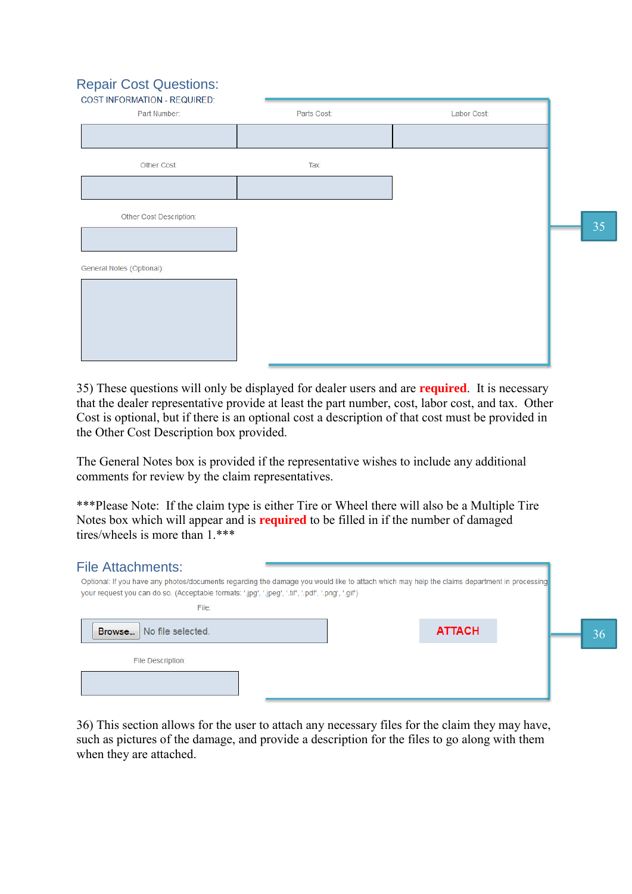## Repair Cost Questions:

COST INFORMATION - REQUIRED:

Part Number:

Parts Cost:

Labor Cost:

Other Cost:

Tax:

Other Cost Description:

General Notes (Optional):

35

35) These questions will only be displayed for dealer users and are **required**. It is necessary that the dealer representative provide at least the part number, cost, labor cost, and tax. Other Cost is optional, but if there is an optional cost a description of that cost must be provided in the Other Cost Description box provided.

The General Notes box is provided if the representative wishes to include any additional comments for review by the claim representatives.

***Please Note: If the claim type is either Tire or Wheel there will also be a Multiple Tire Notes box which will appear and is **required** to be filled in if the number of damaged tires/wheels is more than 1.***

## File Attachments:

Optional: If you have any photos/documents regarding the damage you would like to attach which may help the claims department in processing your request you can do so. (Acceptable formats: '.jpg', '.jpeg', '.tif', '.pdf', '.png', '.gif')

File:

Browse... No file selected.

ATTACH

File Description:

36

36) This section allows for the user to attach any necessary files for the claim they may have, such as pictures of the damage, and provide a description for the files to go along with them when they are attached.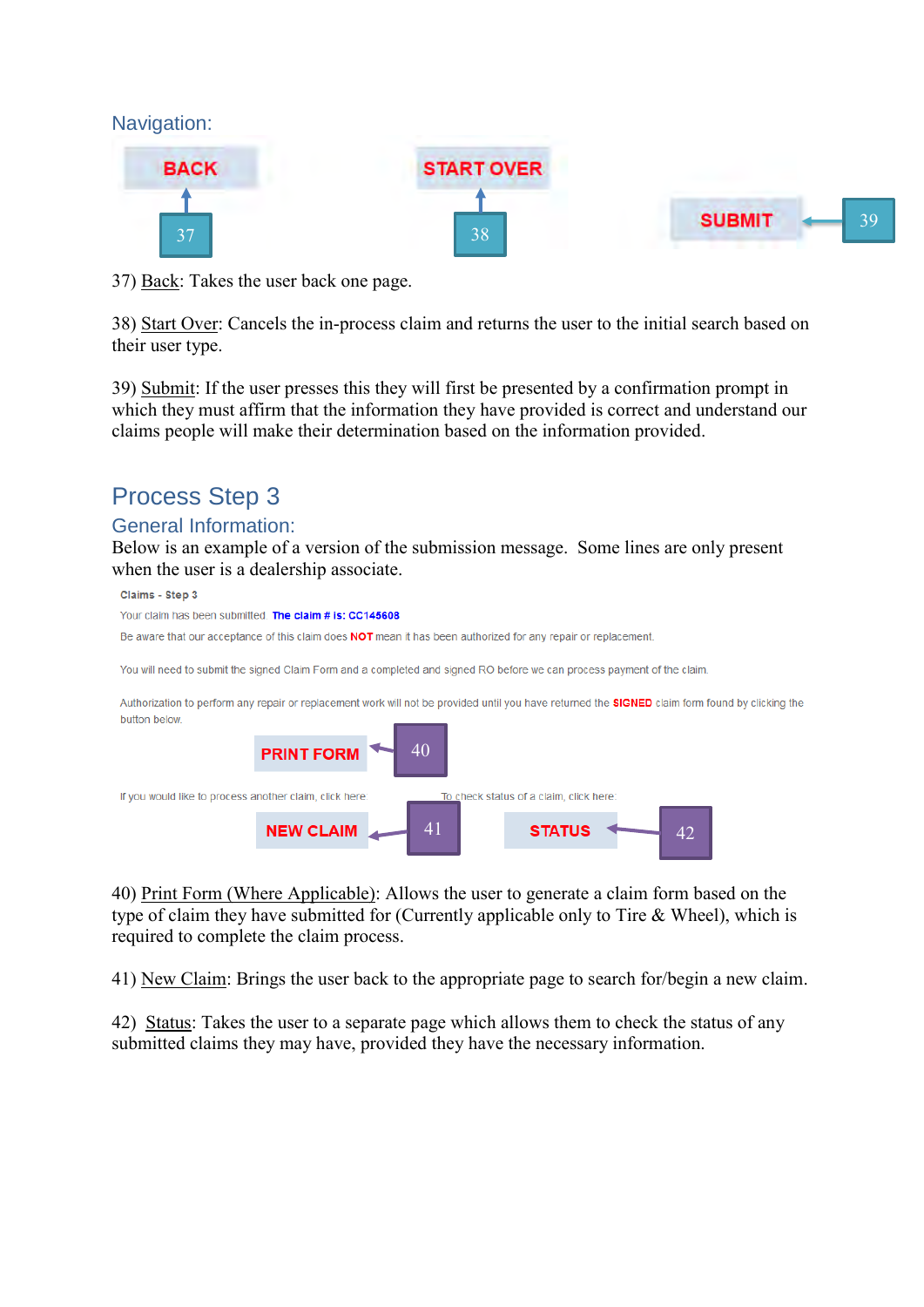### Navigation:

BACK

37

START OVER

38

SUBMIT

39

37) Back: Takes the user back one page.

38) Start Over: Cancels the in-process claim and returns the user to the initial search based on their user type.

39) Submit: If the user presses this they will first be presented by a confirmation prompt in which they must affirm that the information they have provided is correct and understand our claims people will make their determination based on the information provided.

## Process Step 3

### General Information:

Below is an example of a version of the submission message. Some lines are only present when the user is a dealership associate.

**Claims - Step 3**

Your claim has been submitted. **The claim # is: CC145608**

Be aware that our acceptance of this claim does **NOT** mean it has been authorized for any repair or replacement.

You will need to submit the signed Claim Form and a completed and signed RO before we can process payment of the claim.

Authorization to perform any repair or replacement work will not be provided until you have returned the **SIGNED** claim form found by clicking the button below.

PRINT FORM

40

If you would like to process another claim, click here.

NEW CLAIM

41

To check status of a claim, click here:

STATUS

42

40) Print Form (Where Applicable): Allows the user to generate a claim form based on the type of claim they have submitted for (Currently applicable only to Tire & Wheel), which is required to complete the claim process.

41) New Claim: Brings the user back to the appropriate page to search for/begin a new claim.

42) Status: Takes the user to a separate page which allows them to check the status of any submitted claims they may have, provided they have the necessary information.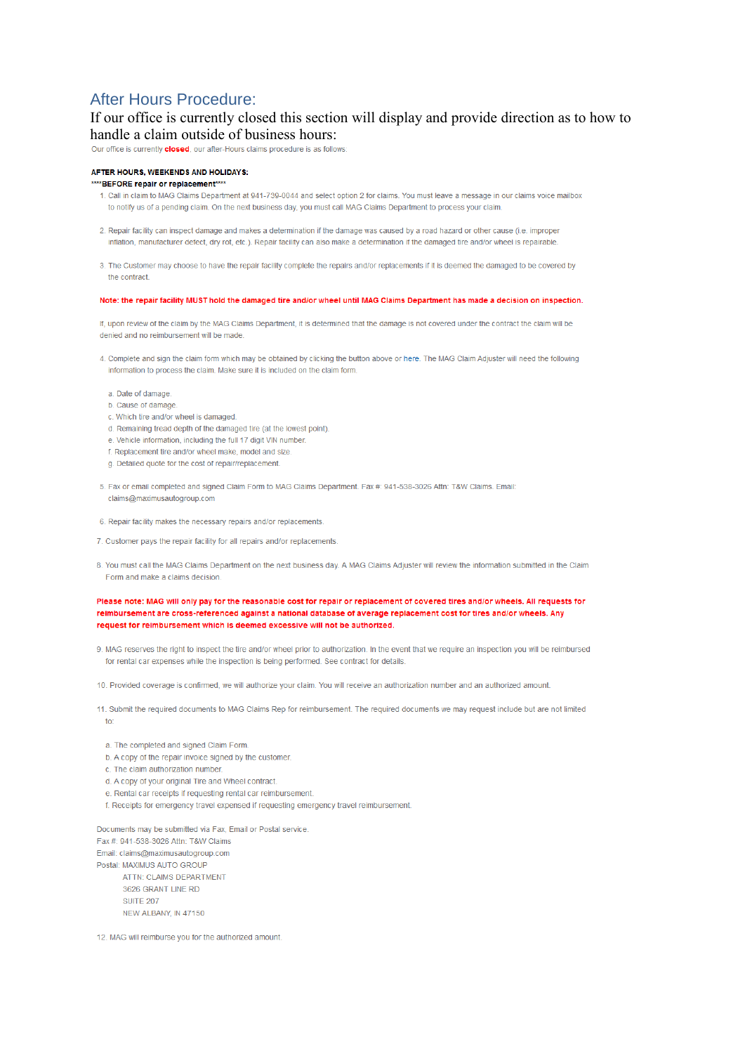## After Hours Procedure:

If our office is currently closed this section will display and provide direction as to how to handle a claim outside of business hours:

Our office is currently **closed**, our after-Hours claims procedure is as follows:

**AFTER HOURS, WEEKENDS AND HOLIDAYS:**

**\*\*\*\*BEFORE repair or replacement\*\*\*\***

1. Call in claim to MAG Claims Department at 941-739-0044 and select option 2 for claims. You must leave a message in our claims voice mailbox to notify us of a pending claim. On the next business day, you must call MAG Claims Department to process your claim.

2. Repair facility can inspect damage and makes a determination if the damage was caused by a road hazard or other cause (i.e. improper inflation, manufacturer defect, dry rot, etc.). Repair facility can also make a determination if the damaged tire and/or wheel is repairable.

3. The Customer may choose to have the repair facility complete the repairs and/or replacements if it is deemed the damaged to be covered by the contract.

**Note: the repair facility MUST hold the damaged tire and/or wheel until MAG Claims Department has made a decision on inspection.**

If, upon review of the claim by the MAG Claims Department, it is determined that the damage is not covered under the contract the claim will be denied and no reimbursement will be made.

4. Complete and sign the claim form which may be obtained by clicking the button above or here. The MAG Claim Adjuster will need the following information to process the claim. Make sure it is included on the claim form.

   a. Date of damage.
   b. Cause of damage.
   c. Which tire and/or wheel is damaged.
   d. Remaining tread depth of the damaged tire (at the lowest point).
   e. Vehicle information, including the full 17 digit VIN number.
   f. Replacement tire and/or wheel make, model and size.
   g. Detailed quote for the cost of repair/replacement.

5. Fax or email completed and signed Claim Form to MAG Claims Department. Fax #: 941-538-3026 Attn: T&W Claims. Email: claims@maximusautogroup.com

6. Repair facility makes the necessary repairs and/or replacements.

7. Customer pays the repair facility for all repairs and/or replacements.

8. You must call the MAG Claims Department on the next business day. A MAG Claims Adjuster will review the information submitted in the Claim Form and make a claims decision.

**Please note: MAG will only pay for the reasonable cost for repair or replacement of covered tires and/or wheels. All requests for reimbursement are cross-referenced against a national database of average replacement cost for tires and/or wheels. Any request for reimbursement which is deemed excessive will not be authorized.**

9. MAG reserves the right to inspect the tire and/or wheel prior to authorization. In the event that we require an inspection you will be reimbursed for rental car expenses while the inspection is being performed. See contract for details.

10. Provided coverage is confirmed, we will authorize your claim. You will receive an authorization number and an authorized amount.

11. Submit the required documents to MAG Claims Rep for reimbursement. The required documents we may request include but are not limited to:

    a. The completed and signed Claim Form.
    b. A copy of the repair invoice signed by the customer.
    c. The claim authorization number.
    d. A copy of your original Tire and Wheel contract.
    e. Rental car receipts if requesting rental car reimbursement.
    f. Receipts for emergency travel expensed if requesting emergency travel reimbursement.

Documents may be submitted via Fax, Email or Postal service.
Fax #: 941-538-3026 Attn: T&W Claims
Email: claims@maximusautogroup.com
Postal: MAXIMUS AUTO GROUP
ATTN: CLAIMS DEPARTMENT
3626 GRANT LINE RD
SUITE 207
NEW ALBANY, IN 47150

12. MAG will reimburse you for the authorized amount.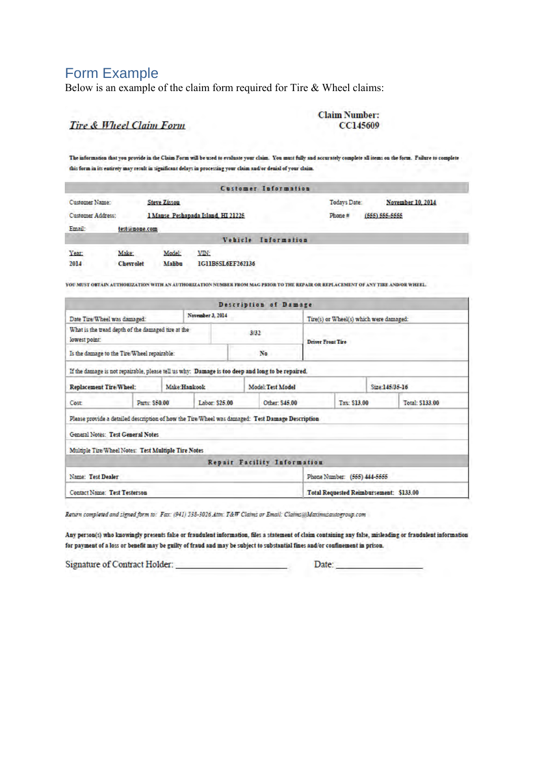# Form Example

Below is an example of the claim form required for Tire & Wheel claims:

***Tire & Wheel Claim Form***

**Claim Number:**
**CC145609**

**The information that you provide in the Claim Form will be used to evaluate your claim. You must fully and accurately complete all items on the form. Failure to complete this form in its entirety may result in significant delays in processing your claim and/or denial of your claim.**

**Customer Information**

| | | | |
|---|---|---|---|
| Customer Name: | Steve Zissou | Todays Date: | November 10, 2014 |
| Customer Address: | 1 Manse Peshapada Island, HI 21225 | Phone # | (555) 555-5555 |
| Email: | test@none.com | | |

**Vehicle Information**

| Year: | Make: | Model: | VIN: |
|---|---|---|---|
| 2014 | Chevrolet | Malibu | 1G11B5SL6EF262136 |

**YOU MUST OBTAIN AUTHORIZATION WITH AN AUTHORIZATION NUMBER FROM MAG PRIOR TO THE REPAIR OR REPLACEMENT OF ANY TIRE AND/OR WHEEL.**

**Description of Damage**

| | | |
|---|---|---|
| Date Tire/Wheel was damaged: | November 3, 2014 | Tire(s) or Wheel(s) which were damaged: |
| What is the tread depth of the damaged tire at the lowest point: | 3/32 | Driver Front Tire |
| Is the damage to the Tire/Wheel repairable: | No | |

If the damage is not repairable, please tell us why: **Damage is too deep and long to be repaired.**

| | | | | | |
|---|---|---|---|---|---|
| **Replacement Tire/Wheel:** | Make: Hankook | Model: Test Model | | Size: 145/35-16 | |
| Cost: | Parts: $50.00 | Labor: $25.00 | Other: $45.00 | Tax: $13.00 | Total: $133.00 |

Please provide a detailed description of how the Tire/Wheel was damaged: **Test Damage Description**

General Notes: **Test General Notes**

Multiple Tire/Wheel Notes: **Test Multiple Tire Notes**

**Repair Facility Information**

| | |
|---|---|
| Name: **Test Dealer** | Phone Number: **(555) 444-5555** |
| Contact Name: **Test Testerson** | **Total Requested Reimbursement: $133.00** |

*Return completed and signed form to: Fax: (941) 538-3026 Attn: T&W Claims or Email: Claims@Maximusautogroup.com*

**Any person(s) who knowingly presents false or fraudulent information, files a statement of claim containing any false, misleading or fraudulent information for payment of a loss or benefit may be guilty of fraud and may be subject to substantial fines and/or confinement in prison.**

Signature of Contract Holder: ______________________ Date: __________________